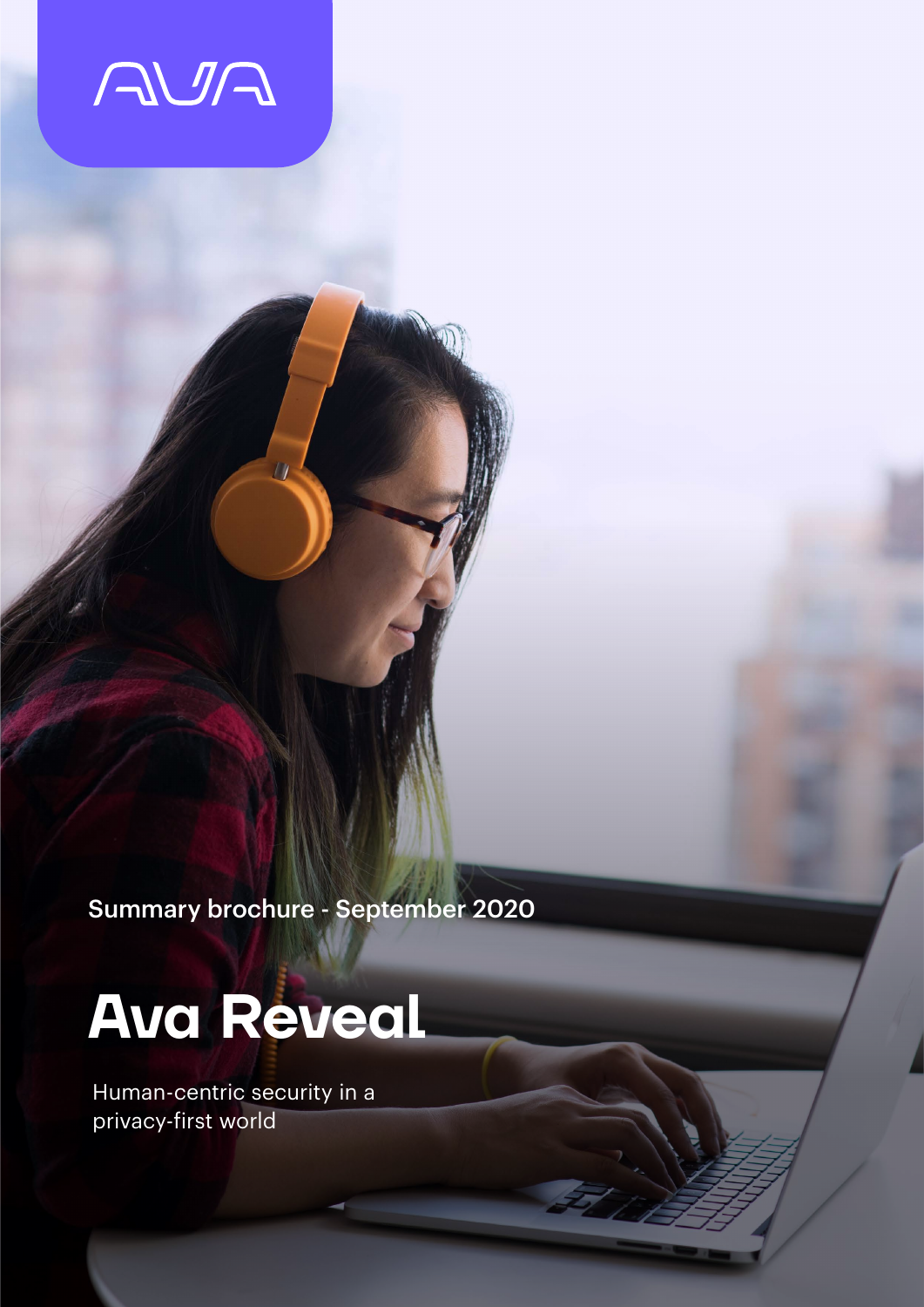AVA

Summary brochure - September 2020

# Ava Reveal

Human-centric security in a privacy-first world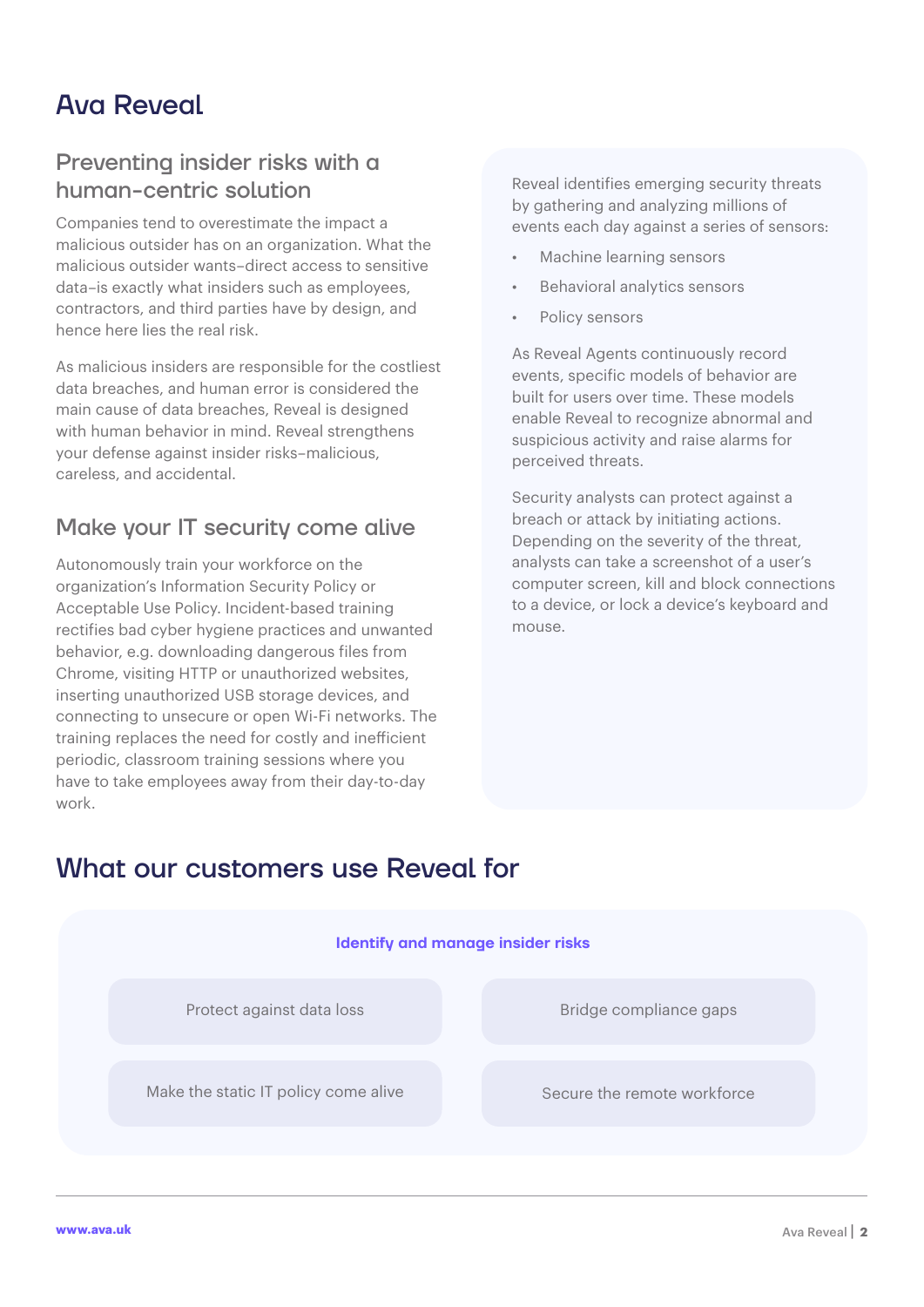# Ava Reveal

## Preventing insider risks with a human-centric solution

Companies tend to overestimate the impact a malicious outsider has on an organization. What the malicious outsider wants–direct access to sensitive data–is exactly what insiders such as employees, contractors, and third parties have by design, and hence here lies the real risk.

As malicious insiders are responsible for the costliest data breaches, and human error is considered the main cause of data breaches, Reveal is designed with human behavior in mind. Reveal strengthens your defense against insider risks–malicious, careless, and accidental.

## Make your IT security come alive

Autonomously train your workforce on the organization's Information Security Policy or Acceptable Use Policy. Incident-based training rectifies bad cyber hygiene practices and unwanted behavior, e.g. downloading dangerous files from Chrome, visiting HTTP or unauthorized websites, inserting unauthorized USB storage devices, and connecting to unsecure or open Wi-Fi networks. The training replaces the need for costly and inefficient periodic, classroom training sessions where you have to take employees away from their day-to-day work.

Reveal identifies emerging security threats by gathering and analyzing millions of events each day against a series of sensors:

- Machine learning sensors
- Behavioral analytics sensors
- Policy sensors

As Reveal Agents continuously record events, specific models of behavior are built for users over time. These models enable Reveal to recognize abnormal and suspicious activity and raise alarms for perceived threats.

Security analysts can protect against a breach or attack by initiating actions. Depending on the severity of the threat, analysts can take a screenshot of a user's computer screen, kill and block connections to a device, or lock a device's keyboard and mouse.

# What our customers use Reveal for

**Identify and manage insider risks**

- Protect against data loss
- Bridge compliance gaps
- Make the static IT policy come alive
- Secure the remote workforce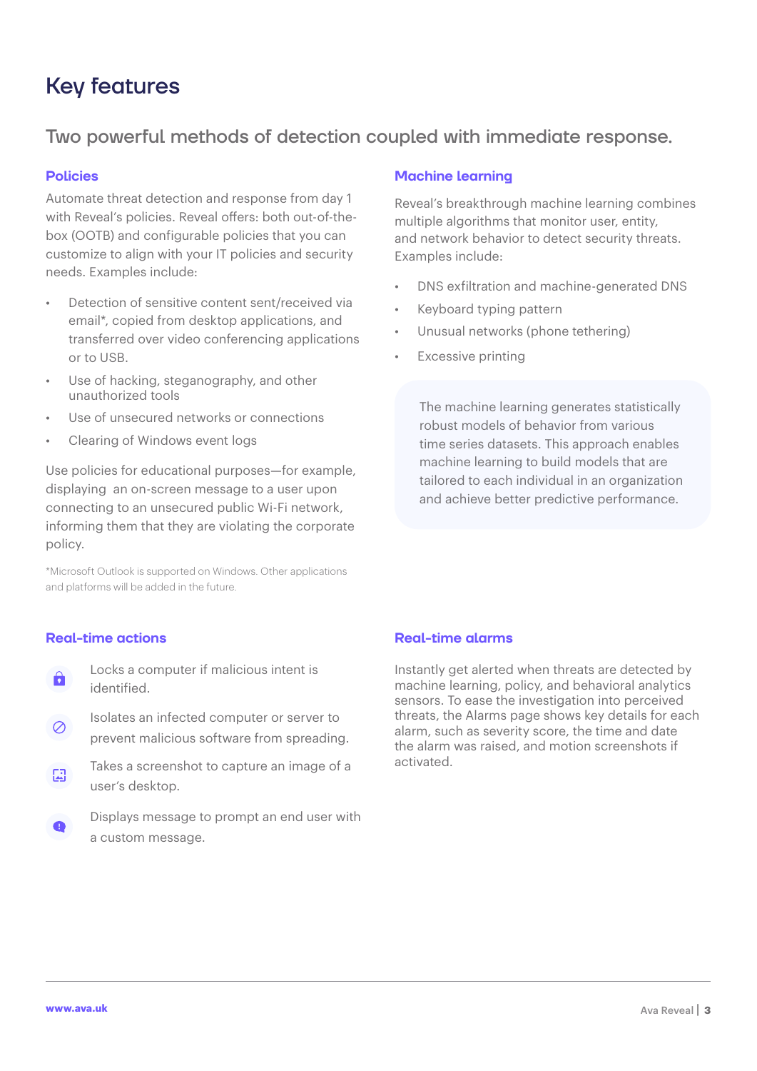# Key features

## Two powerful methods of detection coupled with immediate response.

### Policies

Automate threat detection and response from day 1 with Reveal's policies. Reveal offers: both out-of-the-box (OOTB) and configurable policies that you can customize to align with your IT policies and security needs. Examples include:

- Detection of sensitive content sent/received via email*, copied from desktop applications, and transferred over video conferencing applications or to USB.
- Use of hacking, steganography, and other unauthorized tools
- Use of unsecured networks or connections
- Clearing of Windows event logs

Use policies for educational purposes—for example, displaying an on-screen message to a user upon connecting to an unsecured public Wi-Fi network, informing them that they are violating the corporate policy.

*Microsoft Outlook is supported on Windows. Other applications and platforms will be added in the future.

### Machine learning

Reveal's breakthrough machine learning combines multiple algorithms that monitor user, entity, and network behavior to detect security threats. Examples include:

- DNS exfiltration and machine-generated DNS
- Keyboard typing pattern
- Unusual networks (phone tethering)
- Excessive printing

The machine learning generates statistically robust models of behavior from various time series datasets. This approach enables machine learning to build models that are tailored to each individual in an organization and achieve better predictive performance.

### Real-time actions

- Locks a computer if malicious intent is identified.
- Isolates an infected computer or server to prevent malicious software from spreading.
- Takes a screenshot to capture an image of a user's desktop.
- Displays message to prompt an end user with a custom message.

### Real-time alarms

Instantly get alerted when threats are detected by machine learning, policy, and behavioral analytics sensors. To ease the investigation into perceived threats, the Alarms page shows key details for each alarm, such as severity score, the time and date the alarm was raised, and motion screenshots if activated.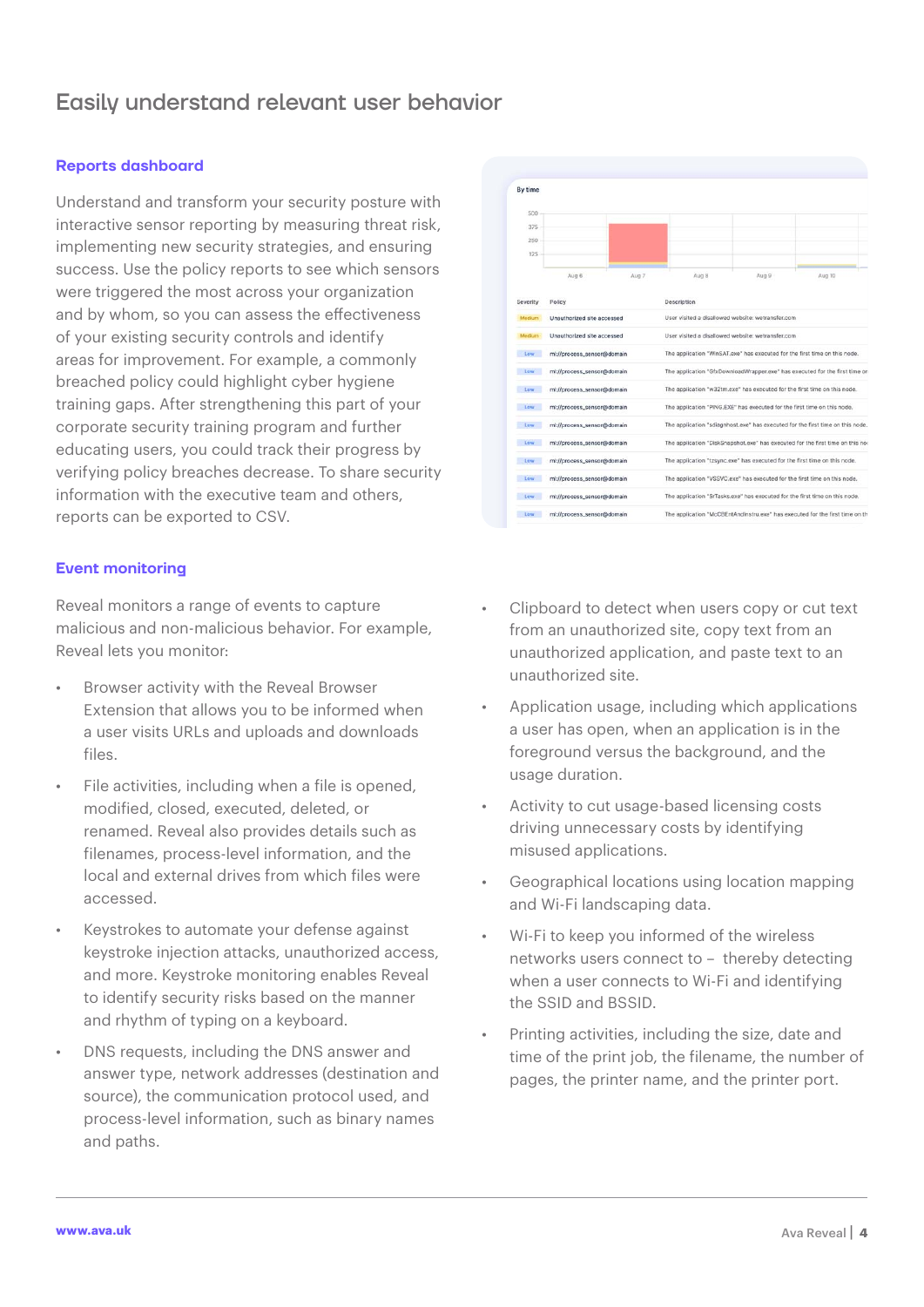# Easily understand relevant user behavior

### Reports dashboard

Understand and transform your security posture with interactive sensor reporting by measuring threat risk, implementing new security strategies, and ensuring success. Use the policy reports to see which sensors were triggered the most across your organization and by whom, so you can assess the effectiveness of your existing security controls and identify areas for improvement. For example, a commonly breached policy could highlight cyber hygiene training gaps. After strengthening this part of your corporate security training program and further educating users, you could track their progress by verifying policy breaches decrease. To share security information with the executive team and others, reports can be exported to CSV.

### Event monitoring

Reveal monitors a range of events to capture malicious and non-malicious behavior. For example, Reveal lets you monitor:

- Browser activity with the Reveal Browser Extension that allows you to be informed when a user visits URLs and uploads and downloads files.
- File activities, including when a file is opened, modified, closed, executed, deleted, or renamed. Reveal also provides details such as filenames, process-level information, and the local and external drives from which files were accessed.
- Keystrokes to automate your defense against keystroke injection attacks, unauthorized access, and more. Keystroke monitoring enables Reveal to identify security risks based on the manner and rhythm of typing on a keyboard.
- DNS requests, including the DNS answer and answer type, network addresses (destination and source), the communication protocol used, and process-level information, such as binary names and paths.
- Clipboard to detect when users copy or cut text from an unauthorized site, copy text from an unauthorized application, and paste text to an unauthorized site.
- Application usage, including which applications a user has open, when an application is in the foreground versus the background, and the usage duration.
- Activity to cut usage-based licensing costs driving unnecessary costs by identifying misused applications.
- Geographical locations using location mapping and Wi-Fi landscaping data.
- Wi-Fi to keep you informed of the wireless networks users connect to – thereby detecting when a user connects to Wi-Fi and identifying the SSID and BSSID.
- Printing activities, including the size, date and time of the print job, the filename, the number of pages, the printer name, and the printer port.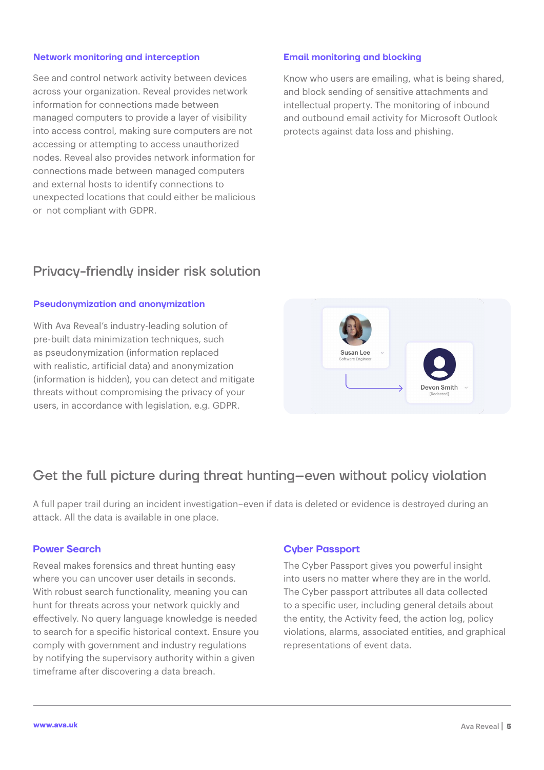### Network monitoring and interception

See and control network activity between devices across your organization. Reveal provides network information for connections made between managed computers to provide a layer of visibility into access control, making sure computers are not accessing or attempting to access unauthorized nodes. Reveal also provides network information for connections made between managed computers and external hosts to identify connections to unexpected locations that could either be malicious or not compliant with GDPR.

### Email monitoring and blocking

Know who users are emailing, what is being shared, and block sending of sensitive attachments and intellectual property. The monitoring of inbound and outbound email activity for Microsoft Outlook protects against data loss and phishing.

## Privacy-friendly insider risk solution

### Pseudonymization and anonymization

With Ava Reveal's industry-leading solution of pre-built data minimization techniques, such as pseudonymization (information replaced with realistic, artificial data) and anonymization (information is hidden), you can detect and mitigate threats without compromising the privacy of your users, in accordance with legislation, e.g. GDPR.

## Get the full picture during threat hunting—even without policy violation

A full paper trail during an incident investigation–even if data is deleted or evidence is destroyed during an attack. All the data is available in one place.

### Power Search

Reveal makes forensics and threat hunting easy where you can uncover user details in seconds. With robust search functionality, meaning you can hunt for threats across your network quickly and effectively. No query language knowledge is needed to search for a specific historical context. Ensure you comply with government and industry regulations by notifying the supervisory authority within a given timeframe after discovering a data breach.

### Cyber Passport

The Cyber Passport gives you powerful insight into users no matter where they are in the world. The Cyber passport attributes all data collected to a specific user, including general details about the entity, the Activity feed, the action log, policy violations, alarms, associated entities, and graphical representations of event data.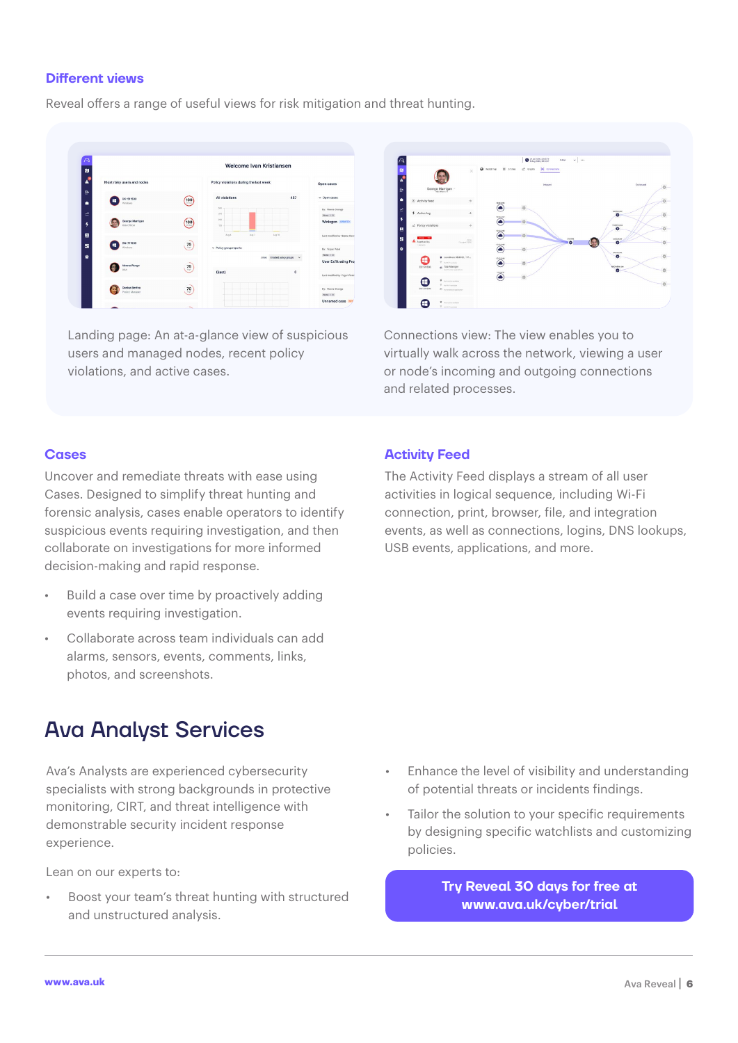### Different views

Reveal offers a range of useful views for risk mitigation and threat hunting.

Landing page: An at-a-glance view of suspicious users and managed nodes, recent policy violations, and active cases.

Connections view: The view enables you to virtually walk across the network, viewing a user or node's incoming and outgoing connections and related processes.

### Cases

Uncover and remediate threats with ease using Cases. Designed to simplify threat hunting and forensic analysis, cases enable operators to identify suspicious events requiring investigation, and then collaborate on investigations for more informed decision-making and rapid response.

- Build a case over time by proactively adding events requiring investigation.
- Collaborate across team individuals can add alarms, sensors, events, comments, links, photos, and screenshots.

### Activity Feed

The Activity Feed displays a stream of all user activities in logical sequence, including Wi-Fi connection, print, browser, file, and integration events, as well as connections, logins, DNS lookups, USB events, applications, and more.

## Ava Analyst Services

Ava's Analysts are experienced cybersecurity specialists with strong backgrounds in protective monitoring, CIRT, and threat intelligence with demonstrable security incident response experience.

Lean on our experts to:

- Boost your team's threat hunting with structured and unstructured analysis.
- Enhance the level of visibility and understanding of potential threats or incidents findings.
- Tailor the solution to your specific requirements by designing specific watchlists and customizing policies.

**Try Reveal 30 days for free at www.ava.uk/cyber/trial**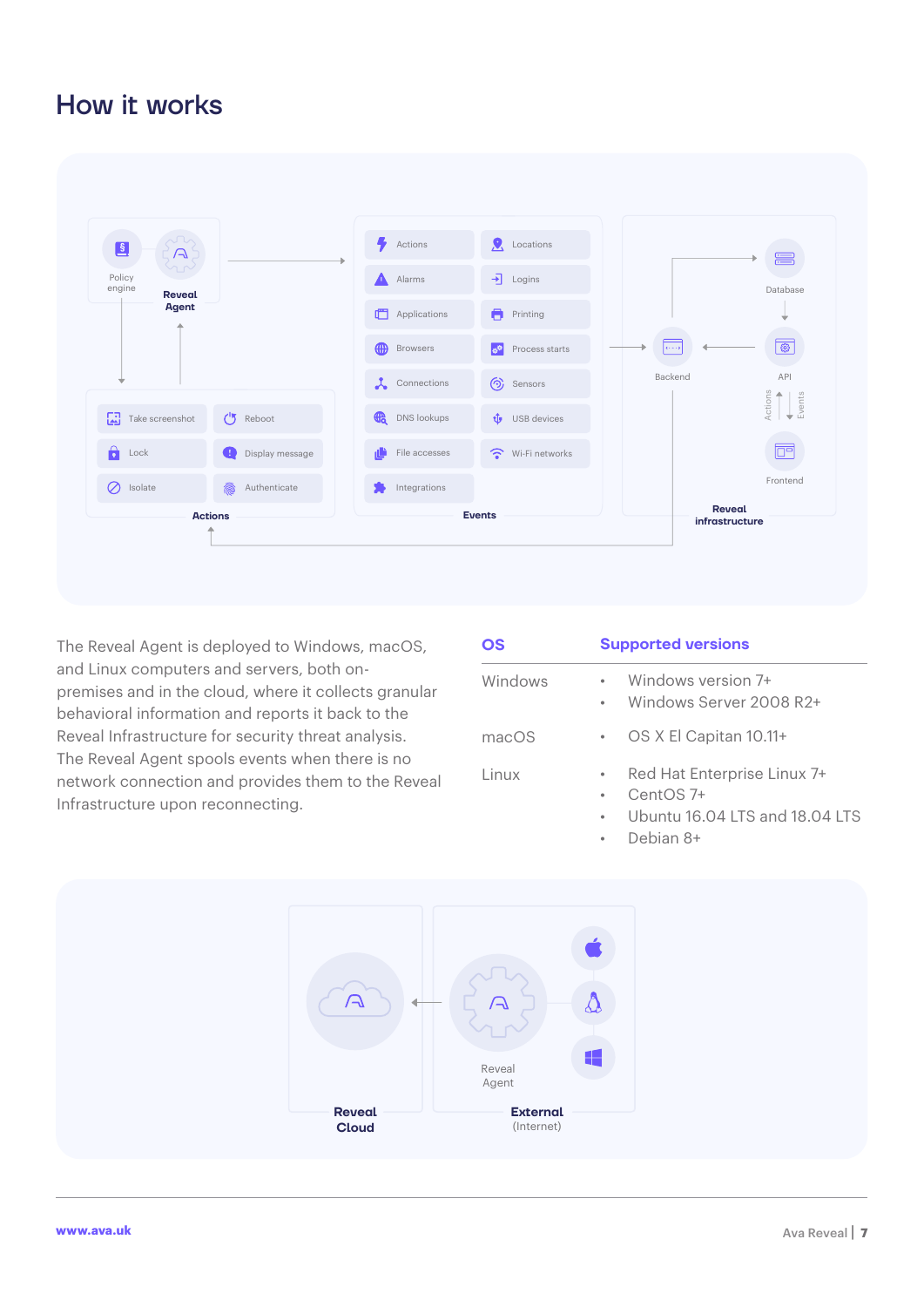# How it works

Policy engine

Reveal Agent

Actions | Locations
Alarms | Logins
Applications | Printing
Browsers | Process starts
Connections | Sensors
DNS lookups | USB devices
File accesses | Wi-Fi networks
Integrations

Events

Take screenshot | Reboot
Lock | Display message
Isolate | Authenticate

Actions

Database

Backend

API

Actions

Events

Frontend

Reveal infrastructure

The Reveal Agent is deployed to Windows, macOS, and Linux computers and servers, both on-premises and in the cloud, where it collects granular behavioral information and reports it back to the Reveal Infrastructure for security threat analysis. The Reveal Agent spools events when there is no network connection and provides them to the Reveal Infrastructure upon reconnecting.

| OS | Supported versions |
|---|---|
| Windows | • Windows version 7+<br>• Windows Server 2008 R2+ |
| macOS | • OS X El Capitan 10.11+ |
| Linux | • Red Hat Enterprise Linux 7+<br>• CentOS 7+<br>• Ubuntu 16.04 LTS and 18.04 LTS<br>• Debian 8+ |

Reveal Agent

Reveal Cloud

External (Internet)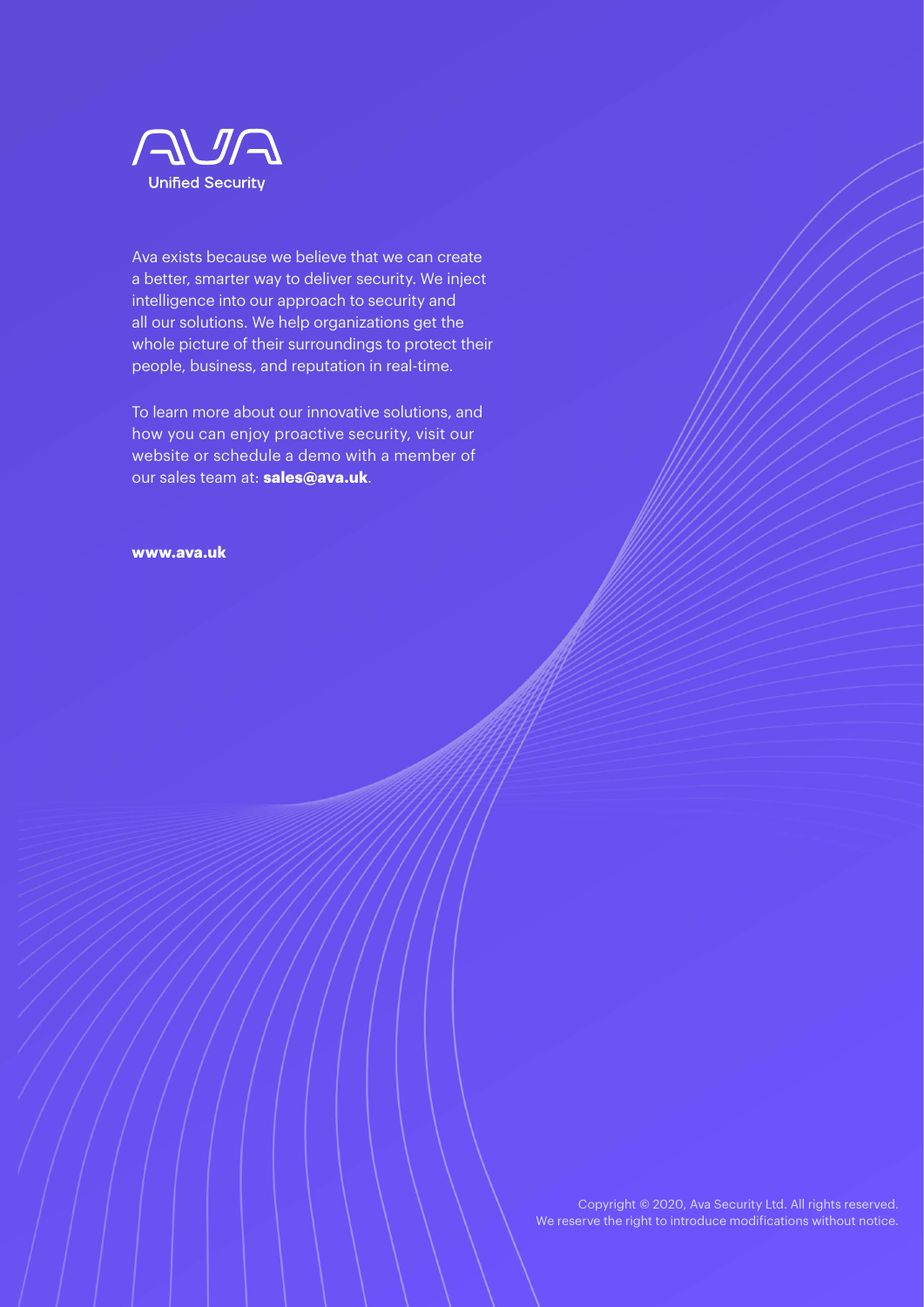AVA

Unified Security

Ava exists because we believe that we can create a better, smarter way to deliver security. We inject intelligence into our approach to security and all our solutions. We help organizations get the whole picture of their surroundings to protect their people, business, and reputation in real-time.

To learn more about our innovative solutions, and how you can enjoy proactive security, visit our website or schedule a demo with a member of our sales team at: **sales@ava.uk**.

**www.ava.uk**

Copyright © 2020, Ava Security Ltd. All rights reserved.
We reserve the right to introduce modifications without notice.